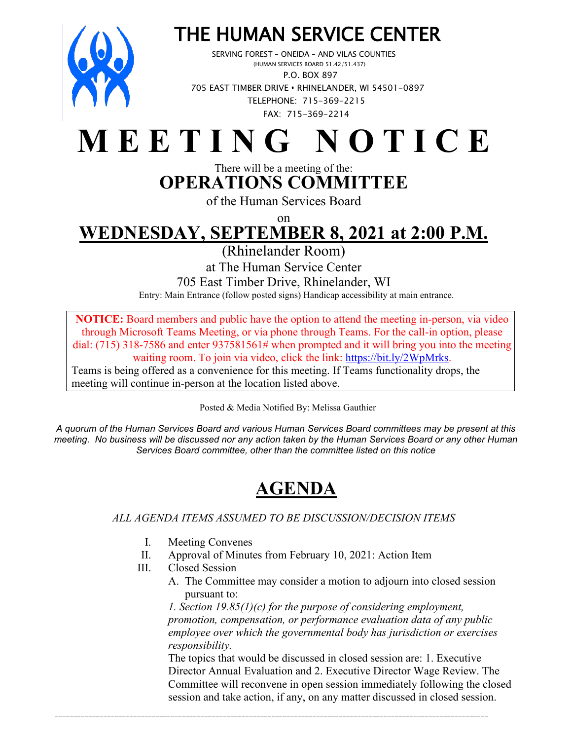# THE HUMAN SERVICE CENTER

SERVING FOREST – ONEIDA – AND VILAS COUNTIES
(HUMAN SERVICES BOARD 51.42/51.437)
P.O. BOX 897
705 EAST TIMBER DRIVE • RHINELANDER, WI 54501-0897
TELEPHONE: 715-369-2215
FAX: 715-369-2214

# MEETING NOTICE

There will be a meeting of the:

## OPERATIONS COMMITTEE

of the Human Services Board

on

## WEDNESDAY, SEPTEMBER 8, 2021 at 2:00 P.M.

(Rhinelander Room)
at The Human Service Center
705 East Timber Drive, Rhinelander, WI

Entry: Main Entrance (follow posted signs) Handicap accessibility at main entrance.

**NOTICE:** Board members and public have the option to attend the meeting in-person, via video through Microsoft Teams Meeting, or via phone through Teams. For the call-in option, please dial: (715) 318-7586 and enter 937581561# when prompted and it will bring you into the meeting waiting room. To join via video, click the link: https://bit.ly/2WpMrks.
Teams is being offered as a convenience for this meeting. If Teams functionality drops, the meeting will continue in-person at the location listed above.

Posted & Media Notified By: Melissa Gauthier

*A quorum of the Human Services Board and various Human Services Board committees may be present at this meeting. No business will be discussed nor any action taken by the Human Services Board or any other Human Services Board committee, other than the committee listed on this notice*

# AGENDA

*ALL AGENDA ITEMS ASSUMED TO BE DISCUSSION/DECISION ITEMS*

I. Meeting Convenes
II. Approval of Minutes from February 10, 2021: Action Item
III. Closed Session
   A. The Committee may consider a motion to adjourn into closed session pursuant to:
   *1. Section 19.85(1)(c) for the purpose of considering employment, promotion, compensation, or performance evaluation data of any public employee over which the governmental body has jurisdiction or exercises responsibility.*
   The topics that would be discussed in closed session are: 1. Executive Director Annual Evaluation and 2. Executive Director Wage Review. The Committee will reconvene in open session immediately following the closed session and take action, if any, on any matter discussed in closed session.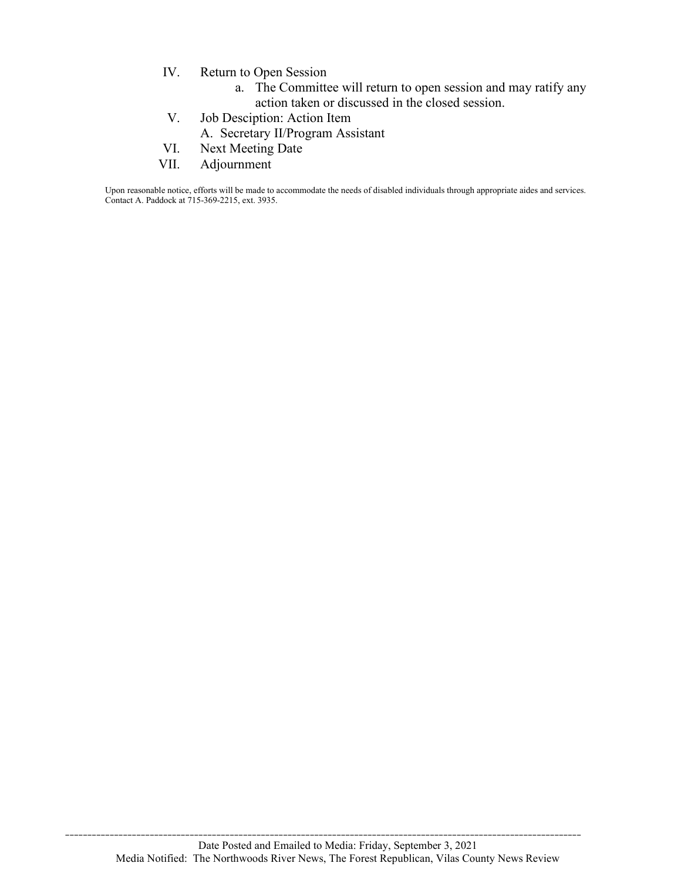IV. Return to Open Session
   a. The Committee will return to open session and may ratify any action taken or discussed in the closed session.

V. Job Desciption: Action Item
   A. Secretary II/Program Assistant

VI. Next Meeting Date

VII. Adjournment

Upon reasonable notice, efforts will be made to accommodate the needs of disabled individuals through appropriate aides and services. Contact A. Paddock at 715-369-2215, ext. 3935.

---

Date Posted and Emailed to Media: Friday, September 3, 2021

Media Notified: The Northwoods River News, The Forest Republican, Vilas County News Review